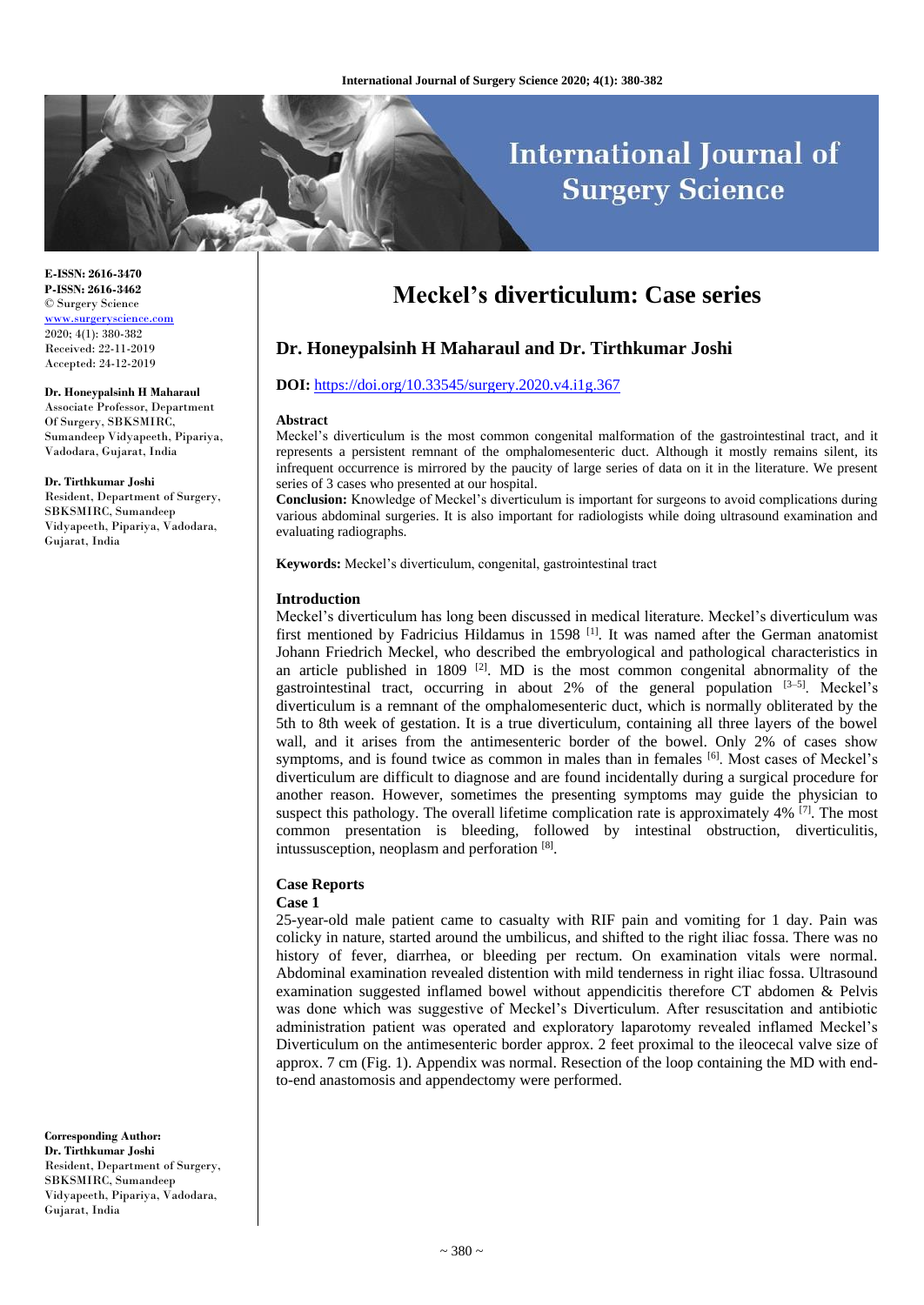# Meckel's diverticulum: Case series

**Dr. Honeypalsinh H Maharaul and Dr. Tirthkumar Joshi**

**DOI:** https://doi.org/10.33545/surgery.2020.v4.i1g.367

**E-ISSN: 2616-3470**
**P-ISSN: 2616-3462**
© Surgery Science
www.surgeryscience.com
2020; 4(1): 380-382
Received: 22-11-2019
Accepted: 24-12-2019

**Dr. Honeypalsinh H Maharaul**
Associate Professor, Department Of Surgery, SBKSMIRC, Sumandeep Vidyapeeth, Pipariya, Vadodara, Gujarat, India

**Dr. Tirthkumar Joshi**
Resident, Department of Surgery, SBKSMIRC, Sumandeep Vidyapeeth, Pipariya, Vadodara, Gujarat, India

**Corresponding Author:**
**Dr. Tirthkumar Joshi**
Resident, Department of Surgery, SBKSMIRC, Sumandeep Vidyapeeth, Pipariya, Vadodara, Gujarat, India

### Abstract

Meckel's diverticulum is the most common congenital malformation of the gastrointestinal tract, and it represents a persistent remnant of the omphalomesenteric duct. Although it mostly remains silent, its infrequent occurrence is mirrored by the paucity of large series of data on it in the literature. We present series of 3 cases who presented at our hospital.

**Conclusion:** Knowledge of Meckel's diverticulum is important for surgeons to avoid complications during various abdominal surgeries. It is also important for radiologists while doing ultrasound examination and evaluating radiographs.

**Keywords:** Meckel's diverticulum, congenital, gastrointestinal tract

### Introduction

Meckel's diverticulum has long been discussed in medical literature. Meckel's diverticulum was first mentioned by Fadricius Hildamus in 1598 [1]. It was named after the German anatomist Johann Friedrich Meckel, who described the embryological and pathological characteristics in an article published in 1809 [2]. MD is the most common congenital abnormality of the gastrointestinal tract, occurring in about 2% of the general population [3–5]. Meckel's diverticulum is a remnant of the omphalomesenteric duct, which is normally obliterated by the 5th to 8th week of gestation. It is a true diverticulum, containing all three layers of the bowel wall, and it arises from the antimesenteric border of the bowel. Only 2% of cases show symptoms, and is found twice as common in males than in females [6]. Most cases of Meckel's diverticulum are difficult to diagnose and are found incidentally during a surgical procedure for another reason. However, sometimes the presenting symptoms may guide the physician to suspect this pathology. The overall lifetime complication rate is approximately 4% [7]. The most common presentation is bleeding, followed by intestinal obstruction, diverticulitis, intussusception, neoplasm and perforation [8].

### Case Reports

#### Case 1

25-year-old male patient came to casualty with RIF pain and vomiting for 1 day. Pain was colicky in nature, started around the umbilicus, and shifted to the right iliac fossa. There was no history of fever, diarrhea, or bleeding per rectum. On examination vitals were normal. Abdominal examination revealed distention with mild tenderness in right iliac fossa. Ultrasound examination suggested inflamed bowel without appendicitis therefore CT abdomen & Pelvis was done which was suggestive of Meckel's Diverticulum. After resuscitation and antibiotic administration patient was operated and exploratory laparotomy revealed inflamed Meckel's Diverticulum on the antimesenteric border approx. 2 feet proximal to the ileocecal valve size of approx. 7 cm (Fig. 1). Appendix was normal. Resection of the loop containing the MD with end-to-end anastomosis and appendectomy were performed.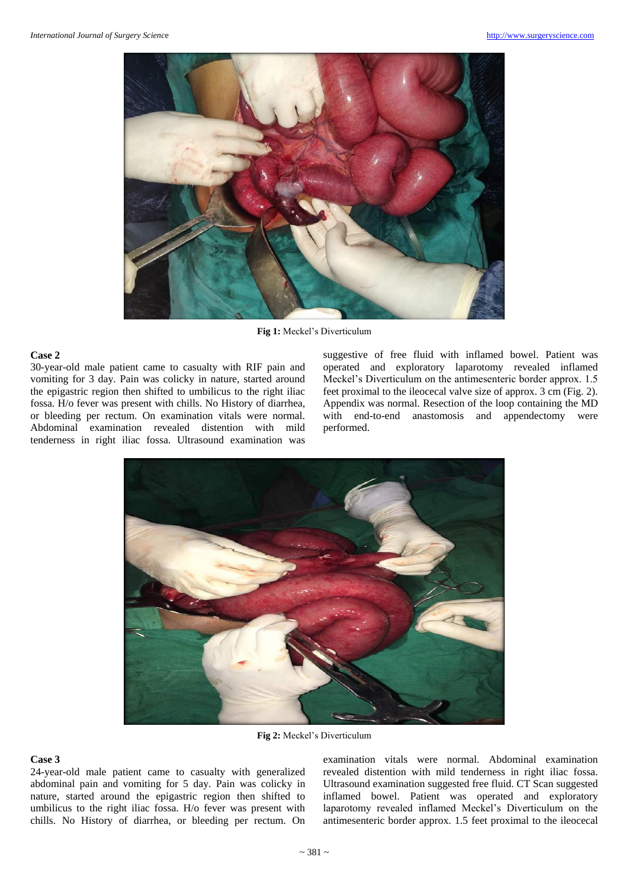Fig 1: Meckel's Diverticulum

**Case 2**

30-year-old male patient came to casualty with RIF pain and vomiting for 3 day. Pain was colicky in nature, started around the epigastric region then shifted to umbilicus to the right iliac fossa. H/o fever was present with chills. No History of diarrhea, or bleeding per rectum. On examination vitals were normal. Abdominal examination revealed distention with mild tenderness in right iliac fossa. Ultrasound examination was suggestive of free fluid with inflamed bowel. Patient was operated and exploratory laparotomy revealed inflamed Meckel's Diverticulum on the antimesenteric border approx. 1.5 feet proximal to the ileocecal valve size of approx. 3 cm (Fig. 2). Appendix was normal. Resection of the loop containing the MD with end-to-end anastomosis and appendectomy were performed.

Fig 2: Meckel's Diverticulum

**Case 3**

24-year-old male patient came to casualty with generalized abdominal pain and vomiting for 5 day. Pain was colicky in nature, started around the epigastric region then shifted to umbilicus to the right iliac fossa. H/o fever was present with chills. No History of diarrhea, or bleeding per rectum. On examination vitals were normal. Abdominal examination revealed distention with mild tenderness in right iliac fossa. Ultrasound examination suggested free fluid. CT Scan suggested inflamed bowel. Patient was operated and exploratory laparotomy revealed inflamed Meckel's Diverticulum on the antimesenteric border approx. 1.5 feet proximal to the ileocecal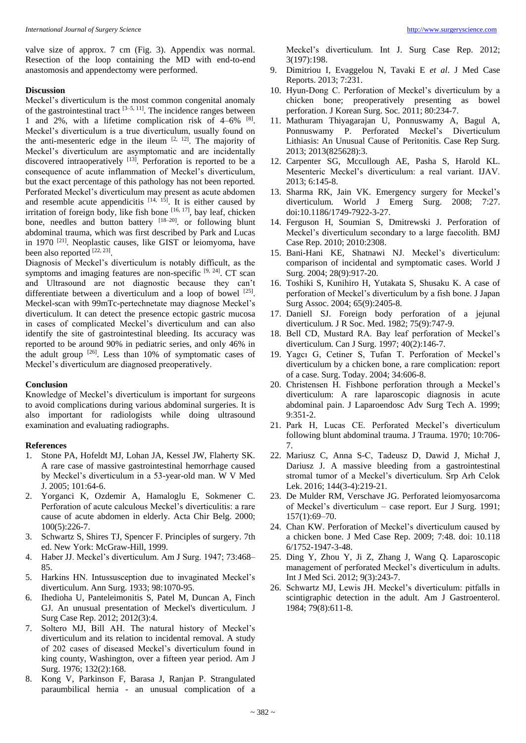valve size of approx. 7 cm (Fig. 3). Appendix was normal. Resection of the loop containing the MD with end-to-end anastomosis and appendectomy were performed.

## Discussion

Meckel's diverticulum is the most common congenital anomaly of the gastrointestinal tract [3–5, 11]. The incidence ranges between 1 and 2%, with a lifetime complication risk of 4–6% [8]. Meckel's diverticulum is a true diverticulum, usually found on the anti-mesenteric edge in the ileum [2, 12]. The majority of Meckel's diverticulum are asymptomatic and are incidentally discovered intraoperatively [13]. Perforation is reported to be a consequence of acute inflammation of Meckel's diverticulum, but the exact percentage of this pathology has not been reported. Perforated Meckel's diverticulum may present as acute abdomen and resemble acute appendicitis [14, 15]. It is either caused by irritation of foreign body, like fish bone [16, 17], bay leaf, chicken bone, needles and button battery [18–20]. or following blunt abdominal trauma, which was first described by Park and Lucas in 1970 [21]. Neoplastic causes, like GIST or leiomyoma, have been also reported [22, 23].

Diagnosis of Meckel's diverticulum is notably difficult, as the symptoms and imaging features are non-specific [9, 24]. CT scan and Ultrasound are not diagnostic because they can't differentiate between a diverticulum and a loop of bowel [25]. Meckel-scan with 99mTc-pertechnetate may diagnose Meckel's diverticulum. It can detect the presence ectopic gastric mucosa in cases of complicated Meckel's diverticulum and can also identify the site of gastrointestinal bleeding. Its accuracy was reported to be around 90% in pediatric series, and only 46% in the adult group [26]. Less than 10% of symptomatic cases of Meckel's diverticulum are diagnosed preoperatively.

## Conclusion

Knowledge of Meckel's diverticulum is important for surgeons to avoid complications during various abdominal surgeries. It is also important for radiologists while doing ultrasound examination and evaluating radiographs.

## References

1. Stone PA, Hofeldt MJ, Lohan JA, Kessel JW, Flaherty SK. A rare case of massive gastrointestinal hemorrhage caused by Meckel's diverticulum in a 53-year-old man. W V Med J. 2005; 101:64-6.
2. Yorganci K, Ozdemir A, Hamaloglu E, Sokmener C. Perforation of acute calculous Meckel's diverticulitis: a rare cause of acute abdomen in elderly. Acta Chir Belg. 2000; 100(5):226-7.
3. Schwartz S, Shires TJ, Spencer F. Principles of surgery. 7th ed. New York: McGraw-Hill, 1999.
4. Haber JJ. Meckel's diverticulum. Am J Surg. 1947; 73:468–85.
5. Harkins HN. Intussusception due to invaginated Meckel's diverticulum. Ann Surg. 1933; 98:1070-95.
6. Ihedioha U, Panteleimonitis S, Patel M, Duncan A, Finch GJ. An unusual presentation of Meckel's diverticulum. J Surg Case Rep. 2012; 2012(3):4.
7. Soltero MJ, Bill AH. The natural history of Meckel's diverticulum and its relation to incidental removal. A study of 202 cases of diseased Meckel's diverticulum found in king county, Washington, over a fifteen year period. Am J Surg. 1976; 132(2):168.
8. Kong V, Parkinson F, Barasa J, Ranjan P. Strangulated paraumbilical hernia - an unusual complication of a Meckel's diverticulum. Int J. Surg Case Rep. 2012; 3(197):198.
9. Dimitriou I, Evaggelou N, Tavaki E *et al*. J Med Case Reports. 2013; 7:231.
10. Hyun-Dong C. Perforation of Meckel's diverticulum by a chicken bone; preoperatively presenting as bowel perforation. J Korean Surg. Soc. 2011; 80:234-7.
11. Mathuram Thiyagarajan U, Ponnuswamy A, Bagul A, Ponnuswamy P. Perforated Meckel's Diverticulum Lithiasis: An Unusual Cause of Peritonitis. Case Rep Surg. 2013; 2013(825628):3.
12. Carpenter SG, Mccullough AE, Pasha S, Harold KL. Mesenteric Meckel's diverticulum: a real variant. IJAV. 2013; 6:145-8.
13. Sharma RK, Jain VK. Emergency surgery for Meckel's diverticulum. World J Emerg Surg. 2008; 7:27. doi:10.1186/1749-7922-3-27.
14. Ferguson H, Soumian S, Dmitrewski J. Perforation of Meckel's diverticulum secondary to a large faecolith. BMJ Case Rep. 2010; 2010:2308.
15. Bani-Hani KE, Shatnawi NJ. Meckel's diverticulum: comparison of incidental and symptomatic cases. World J Surg. 2004; 28(9):917-20.
16. Toshiki S, Kunihiro H, Yutakata S, Shusaku K. A case of perforation of Meckel's diverticulum by a fish bone. J Japan Surg Assoc. 2004; 65(9):2405-8.
17. Daniell SJ. Foreign body perforation of a jejunal diverticulum. J R Soc. Med. 1982; 75(9):747-9.
18. Bell CD, Mustard RA. Bay leaf perforation of Meckel's diverticulum. Can J Surg. 1997; 40(2):146-7.
19. Yagcı G, Cetiner S, Tufan T. Perforation of Meckel's diverticulum by a chicken bone, a rare complication: report of a case. Surg. Today. 2004; 34:606-8.
20. Christensen H. Fishbone perforation through a Meckel's diverticulum: A rare laparoscopic diagnosis in acute abdominal pain. J Laparoendosc Adv Surg Tech A. 1999; 9:351-2.
21. Park H, Lucas CE. Perforated Meckel's diverticulum following blunt abdominal trauma. J Trauma. 1970; 10:706-7.
22. Mariusz C, Anna S-C, Tadeusz D, Dawid J, Michał J, Dariusz J. A massive bleeding from a gastrointestinal stromal tumor of a Meckel's diverticulum. Srp Arh Celok Lek. 2016; 144(3-4):219-21.
23. De Mulder RM, Verschave JG. Perforated leiomyosarcoma of Meckel's diverticulum – case report. Eur J Surg. 1991; 157(1):69–70.
24. Chan KW. Perforation of Meckel's diverticulum caused by a chicken bone. J Med Case Rep. 2009; 7:48. doi: 10.118 6/1752-1947-3-48.
25. Ding Y, Zhou Y, Ji Z, Zhang J, Wang Q. Laparoscopic management of perforated Meckel's diverticulum in adults. Int J Med Sci. 2012; 9(3):243-7.
26. Schwartz MJ, Lewis JH. Meckel's diverticulum: pitfalls in scintigraphic detection in the adult. Am J Gastroenterol. 1984; 79(8):611-8.